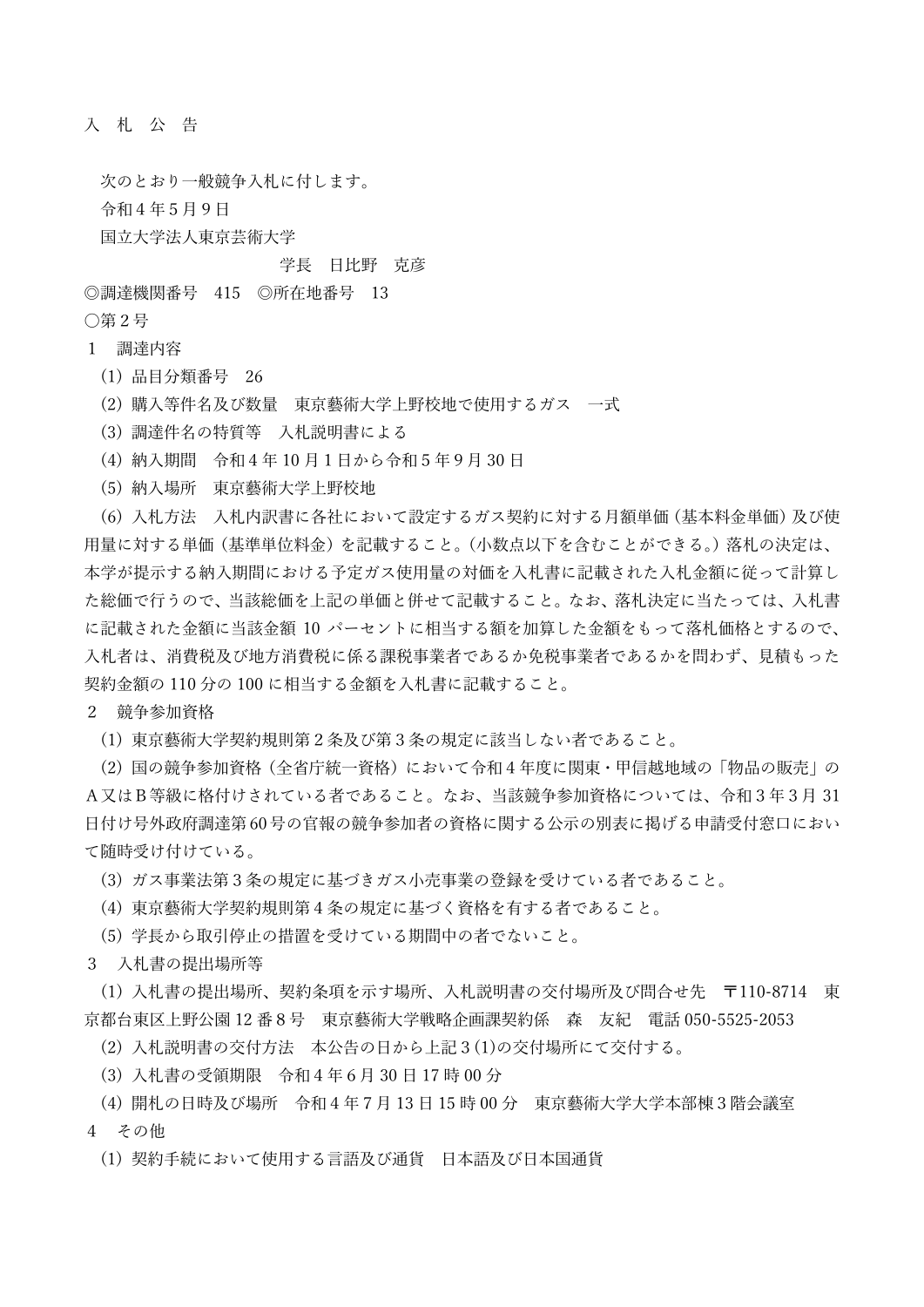# 入　札　公　告

次のとおり一般競争入札に付します。

令和４年５月９日

国立大学法人東京芸術大学

学長　日比野　克彦

◎調達機関番号　415　◎所在地番号　13

○第２号

１　調達内容

（1）品目分類番号　26

（2）購入等件名及び数量　東京藝術大学上野校地で使用するガス　一式

（3）調達件名の特質等　入札説明書による

（4）納入期間　令和４年 10 月１日から令和５年９月 30 日

（5）納入場所　東京藝術大学上野校地

（6）入札方法　入札内訳書に各社において設定するガス契約に対する月額単価（基本料金単価）及び使用量に対する単価（基準単位料金）を記載すること。（小数点以下を含むことができる。）落札の決定は、本学が提示する納入期間における予定ガス使用量の対価を入札書に記載された入札金額に従って計算した総価で行うので、当該総価を上記の単価と併せて記載すること。なお、落札決定に当たっては、入札書に記載された金額に当該金額 10 パーセントに相当する額を加算した金額をもって落札価格とするので、入札者は、消費税及び地方消費税に係る課税事業者であるか免税事業者であるかを問わず、見積もった契約金額の 110 分の 100 に相当する金額を入札書に記載すること。

２　競争参加資格

（1）東京藝術大学契約規則第２条及び第３条の規定に該当しない者であること。

（2）国の競争参加資格（全省庁統一資格）において令和４年度に関東・甲信越地域の「物品の販売」のＡ又はＢ等級に格付けされている者であること。なお、当該競争参加資格については、令和３年３月 31 日付け号外政府調達第 60 号の官報の競争参加者の資格に関する公示の別表に掲げる申請受付窓口において随時受け付けている。

（3）ガス事業法第３条の規定に基づきガス小売事業の登録を受けている者であること。

（4）東京藝術大学契約規則第４条の規定に基づく資格を有する者であること。

（5）学長から取引停止の措置を受けている期間中の者でないこと。

３　入札書の提出場所等

（1）入札書の提出場所、契約条項を示す場所、入札説明書の交付場所及び問合せ先　〒110-8714　東京都台東区上野公園 12 番８号　東京藝術大学戦略企画課契約係　森　友紀　電話 050-5525-2053

（2）入札説明書の交付方法　本公告の日から上記３(1)の交付場所にて交付する。

（3）入札書の受領期限　令和４年６月 30 日 17 時 00 分

（4）開札の日時及び場所　令和４年７月 13 日 15 時 00 分　東京藝術大学大学本部棟３階会議室

４　その他

（1）契約手続において使用する言語及び通貨　日本語及び日本国通貨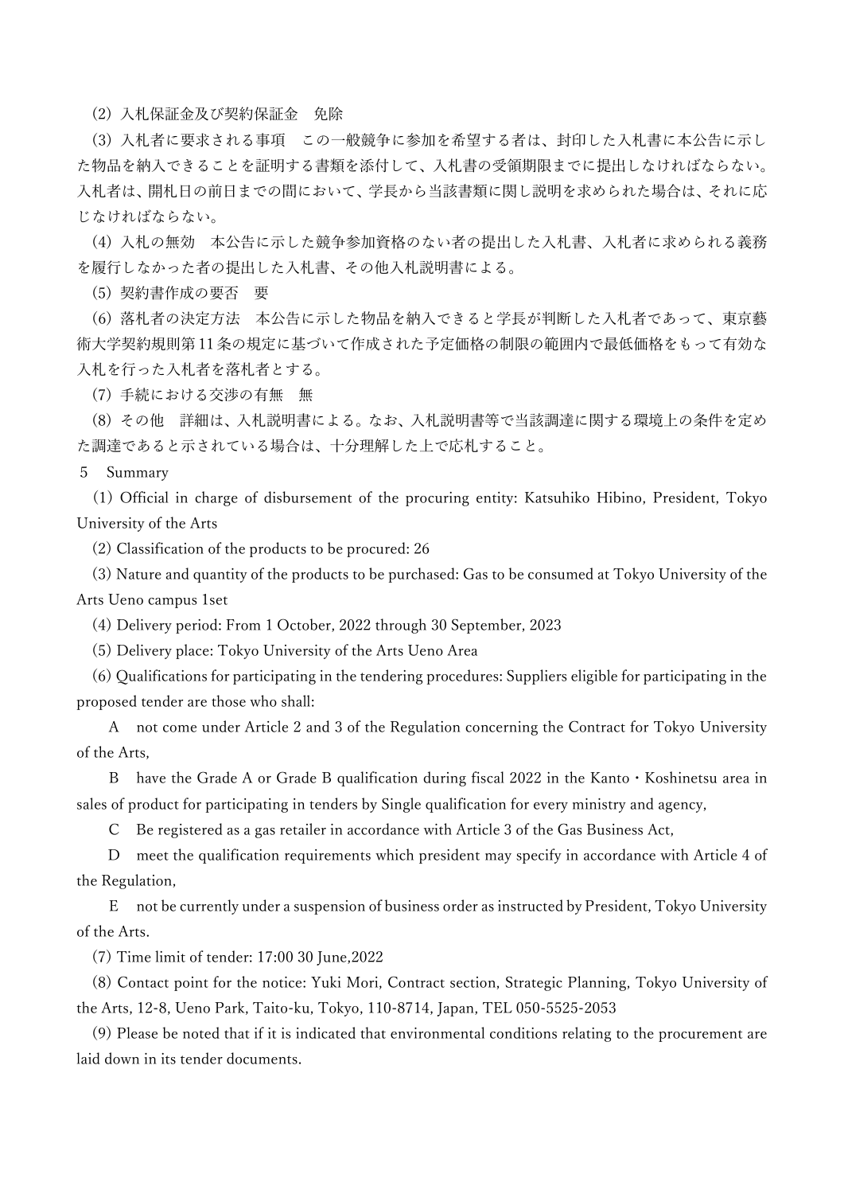（2）入札保証金及び契約保証金　免除

（3）入札者に要求される事項　この一般競争に参加を希望する者は、封印した入札書に本公告に示した物品を納入できることを証明する書類を添付して、入札書の受領期限までに提出しなければならない。入札者は、開札日の前日までの間において、学長から当該書類に関し説明を求められた場合は、それに応じなければならない。

（4）入札の無効　本公告に示した競争参加資格のない者の提出した入札書、入札者に求められる義務を履行しなかった者の提出した入札書、その他入札説明書による。

（5）契約書作成の要否　要

（6）落札者の決定方法　本公告に示した物品を納入できると学長が判断した入札者であって、東京藝術大学契約規則第11条の規定に基づいて作成された予定価格の制限の範囲内で最低価格をもって有効な入札を行った入札者を落札者とする。

（7）手続における交渉の有無　無

（8）その他　詳細は、入札説明書による。なお、入札説明書等で当該調達に関する環境上の条件を定めた調達であると示されている場合は、十分理解した上で応札すること。

5　Summary

（1）Official in charge of disbursement of the procuring entity: Katsuhiko Hibino, President, Tokyo University of the Arts

（2）Classification of the products to be procured: 26

（3）Nature and quantity of the products to be purchased: Gas to be consumed at Tokyo University of the Arts Ueno campus 1set

（4）Delivery period: From 1 October, 2022 through 30 September, 2023

（5）Delivery place: Tokyo University of the Arts Ueno Area

（6）Qualifications for participating in the tendering procedures: Suppliers eligible for participating in the proposed tender are those who shall:

A　not come under Article 2 and 3 of the Regulation concerning the Contract for Tokyo University of the Arts,

B　have the Grade A or Grade B qualification during fiscal 2022 in the Kanto・Koshinetsu area in sales of product for participating in tenders by Single qualification for every ministry and agency,

C　Be registered as a gas retailer in accordance with Article 3 of the Gas Business Act,

D　meet the qualification requirements which president may specify in accordance with Article 4 of the Regulation,

E　not be currently under a suspension of business order as instructed by President, Tokyo University of the Arts.

（7）Time limit of tender: 17:00 30 June,2022

（8）Contact point for the notice: Yuki Mori, Contract section, Strategic Planning, Tokyo University of the Arts, 12-8, Ueno Park, Taito-ku, Tokyo, 110-8714, Japan, TEL 050-5525-2053

（9）Please be noted that if it is indicated that environmental conditions relating to the procurement are laid down in its tender documents.